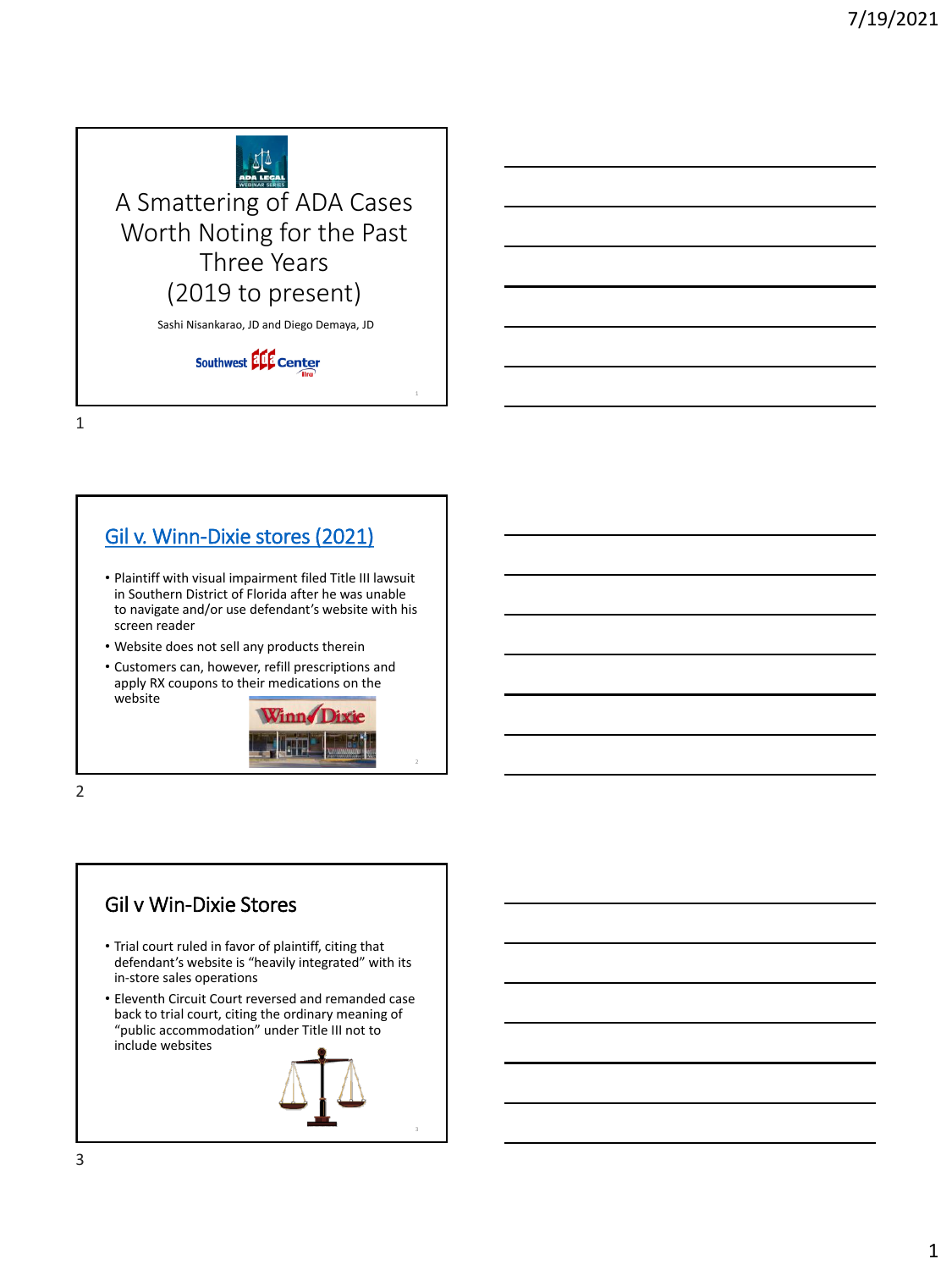# A Smattering of ADA Cases Worth Noting for the Past Three Years (2019 to present)

Sashi Nisankarao, JD and Diego Demaya, JD

Southwest ADA Center

## Gil v. Winn-Dixie stores (2021)

- Plaintiff with visual impairment filed Title III lawsuit in Southern District of Florida after he was unable to navigate and/or use defendant's website with his screen reader
- Website does not sell any products therein
- Customers can, however, refill prescriptions and apply RX coupons to their medications on the website

## Gil v Win-Dixie Stores

- Trial court ruled in favor of plaintiff, citing that defendant's website is "heavily integrated" with its in-store sales operations
- Eleventh Circuit Court reversed and remanded case back to trial court, citing the ordinary meaning of "public accommodation" under Title III not to include websites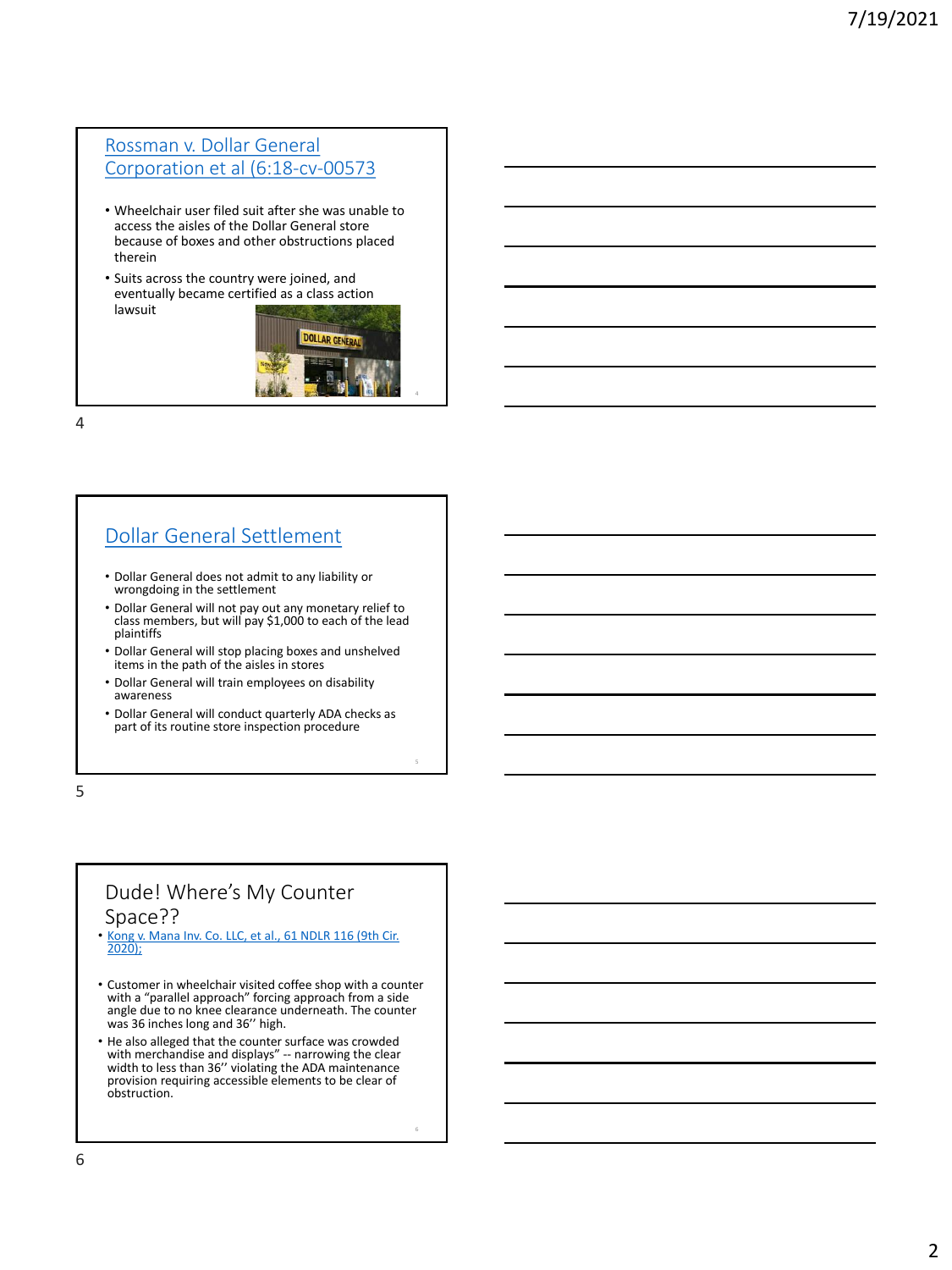## Rossman v. Dollar General Corporation et al (6:18-cv-00573

- Wheelchair user filed suit after she was unable to access the aisles of the Dollar General store because of boxes and other obstructions placed therein
- Suits across the country were joined, and eventually became certified as a class action lawsuit

## Dollar General Settlement

- Dollar General does not admit to any liability or wrongdoing in the settlement
- Dollar General will not pay out any monetary relief to class members, but will pay $1,000 to each of the lead plaintiffs
- Dollar General will stop placing boxes and unshelved items in the path of the aisles in stores
- Dollar General will train employees on disability awareness
- Dollar General will conduct quarterly ADA checks as part of its routine store inspection procedure

## Dude! Where's My Counter Space??

- Kong v. Mana Inv. Co. LLC, et al., 61 NDLR 116 (9th Cir. 2020);

- Customer in wheelchair visited coffee shop with a counter with a "parallel approach" forcing approach from a side angle due to no knee clearance underneath. The counter was 36 inches long and 36'' high.
- He also alleged that the counter surface was crowded with merchandise and displays" -- narrowing the clear width to less than 36'' violating the ADA maintenance provision requiring accessible elements to be clear of obstruction.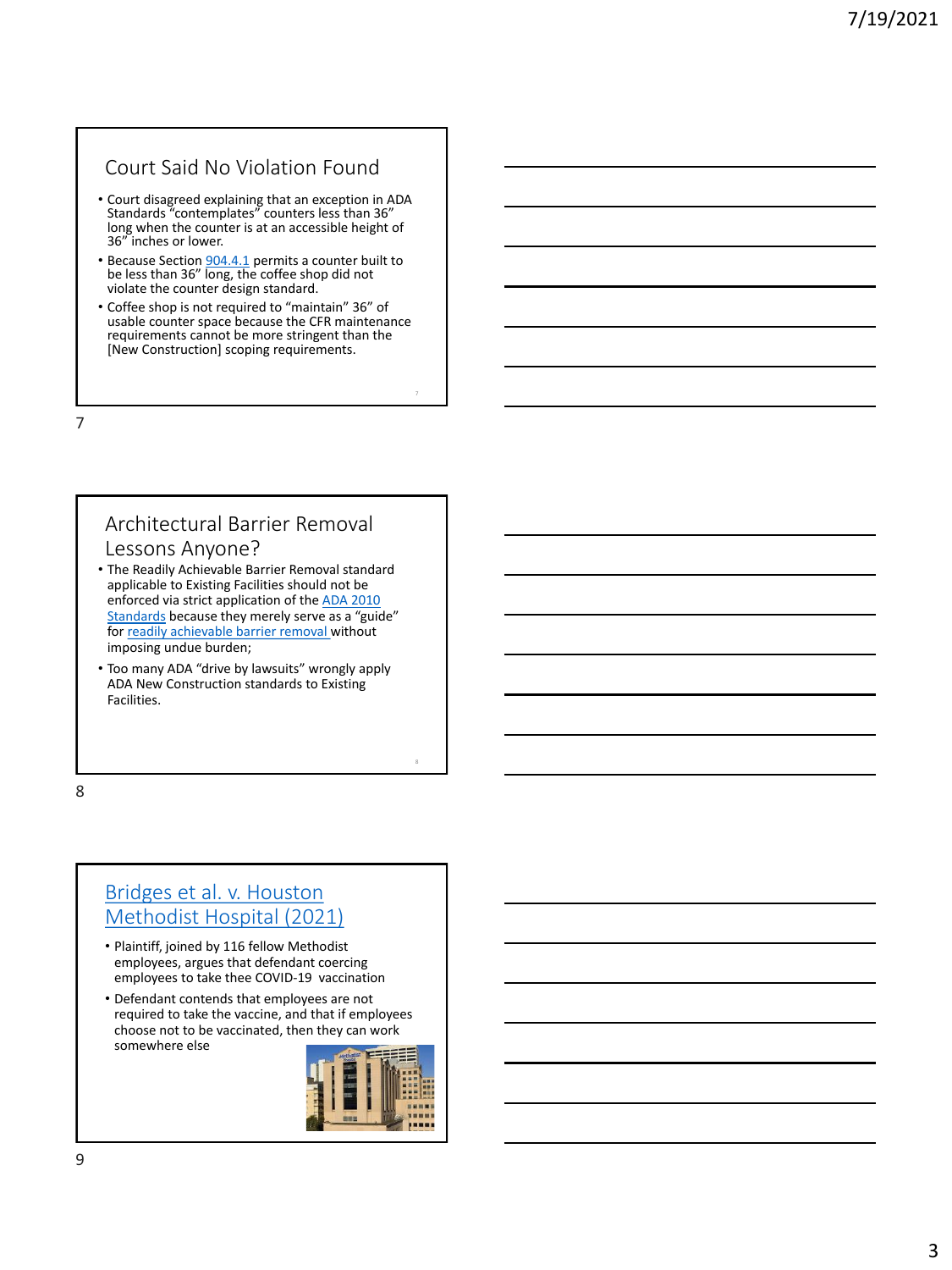## Court Said No Violation Found

- Court disagreed explaining that an exception in ADA Standards "contemplates" counters less than 36" long when the counter is at an accessible height of 36" inches or lower.
- Because Section 904.4.1 permits a counter built to be less than 36" long, the coffee shop did not violate the counter design standard.
- Coffee shop is not required to "maintain" 36" of usable counter space because the CFR maintenance requirements cannot be more stringent than the [New Construction] scoping requirements.

## Architectural Barrier Removal Lessons Anyone?

- The Readily Achievable Barrier Removal standard applicable to Existing Facilities should not be enforced via strict application of the ADA 2010 Standards because they merely serve as a "guide" for readily achievable barrier removal without imposing undue burden;
- Too many ADA "drive by lawsuits" wrongly apply ADA New Construction standards to Existing Facilities.

## Bridges et al. v. Houston Methodist Hospital (2021)

- Plaintiff, joined by 116 fellow Methodist employees, argues that defendant coercing employees to take thee COVID-19 vaccination
- Defendant contends that employees are not required to take the vaccine, and that if employees choose not to be vaccinated, then they can work somewhere else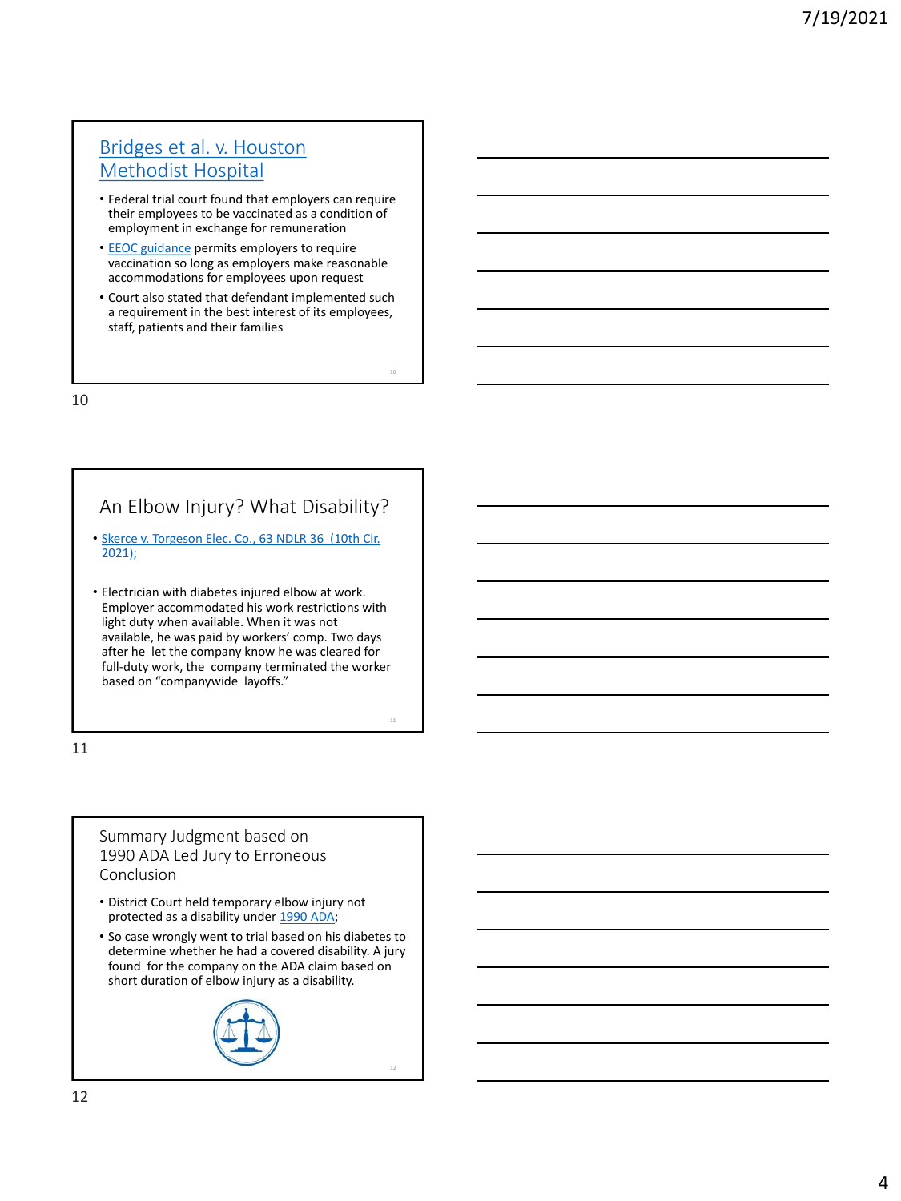## Bridges et al. v. Houston Methodist Hospital

- Federal trial court found that employers can require their employees to be vaccinated as a condition of employment in exchange for remuneration
- EEOC guidance permits employers to require vaccination so long as employers make reasonable accommodations for employees upon request
- Court also stated that defendant implemented such a requirement in the best interest of its employees, staff, patients and their families

## An Elbow Injury? What Disability?

- Skerce v. Torgeson Elec. Co., 63 NDLR 36 (10th Cir. 2021);
- Electrician with diabetes injured elbow at work. Employer accommodated his work restrictions with light duty when available. When it was not available, he was paid by workers' comp. Two days after he let the company know he was cleared for full-duty work, the company terminated the worker based on "companywide layoffs."

## Summary Judgment based on 1990 ADA Led Jury to Erroneous Conclusion

- District Court held temporary elbow injury not protected as a disability under 1990 ADA;
- So case wrongly went to trial based on his diabetes to determine whether he had a covered disability. A jury found for the company on the ADA claim based on short duration of elbow injury as a disability.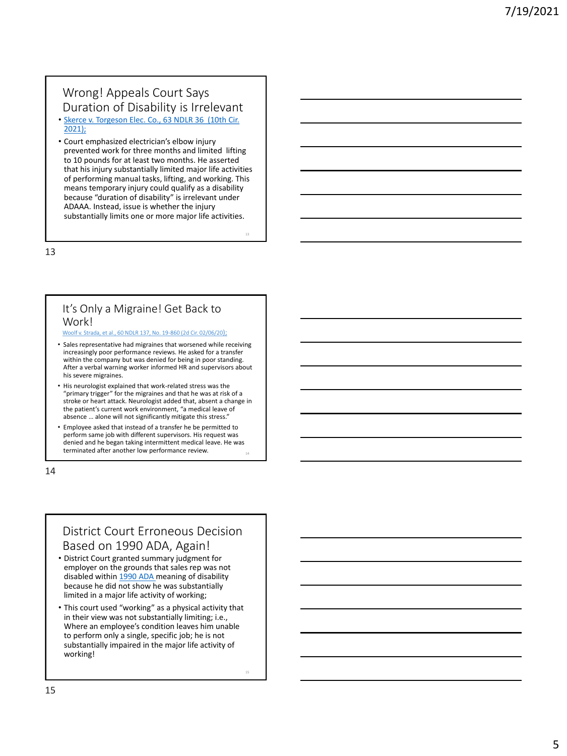## Wrong! Appeals Court Says Duration of Disability is Irrelevant

- Skerce v. Torgeson Elec. Co., 63 NDLR 36 (10th Cir. 2021);
- Court emphasized electrician's elbow injury prevented work for three months and limited lifting to 10 pounds for at least two months. He asserted that his injury substantially limited major life activities of performing manual tasks, lifting, and working. This means temporary injury could qualify as a disability because "duration of disability" is irrelevant under ADAAA. Instead, issue is whether the injury substantially limits one or more major life activities.

## It's Only a Migraine! Get Back to Work!

Woolf v. Strada, et al., 60 NDLR 137, No. 19-860 (2d Cir. 02/06/20);

- Sales representative had migraines that worsened while receiving increasingly poor performance reviews. He asked for a transfer within the company but was denied for being in poor standing. After a verbal warning worker informed HR and supervisors about his severe migraines.
- His neurologist explained that work-related stress was the "primary trigger" for the migraines and that he was at risk of a stroke or heart attack. Neurologist added that, absent a change in the patient's current work environment, "a medical leave of absence … alone will not significantly mitigate this stress."
- Employee asked that instead of a transfer he be permitted to perform same job with different supervisors. His request was denied and he began taking intermittent medical leave. He was terminated after another low performance review.

## District Court Erroneous Decision Based on 1990 ADA, Again!

- District Court granted summary judgment for employer on the grounds that sales rep was not disabled within 1990 ADA meaning of disability because he did not show he was substantially limited in a major life activity of working;
- This court used "working" as a physical activity that in their view was not substantially limiting; i.e., Where an employee's condition leaves him unable to perform only a single, specific job; he is not substantially impaired in the major life activity of working!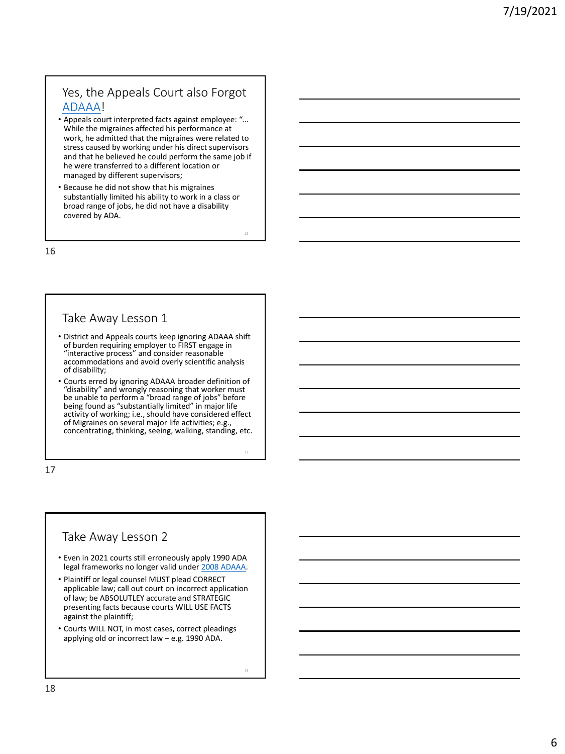## Yes, the Appeals Court also Forgot ADAAA!

- Appeals court interpreted facts against employee: "… While the migraines affected his performance at work, he admitted that the migraines were related to stress caused by working under his direct supervisors and that he believed he could perform the same job if he were transferred to a different location or managed by different supervisors;
- Because he did not show that his migraines substantially limited his ability to work in a class or broad range of jobs, he did not have a disability covered by ADA.

## Take Away Lesson 1

- District and Appeals courts keep ignoring ADAAA shift of burden requiring employer to FIRST engage in "interactive process" and consider reasonable accommodations and avoid overly scientific analysis of disability;
- Courts erred by ignoring ADAAA broader definition of "disability" and wrongly reasoning that worker must be unable to perform a "broad range of jobs" before being found as "substantially limited" in major life activity of working; i.e., should have considered effect of Migraines on several major life activities; e.g., concentrating, thinking, seeing, walking, standing, etc.

## Take Away Lesson 2

- Even in 2021 courts still erroneously apply 1990 ADA legal frameworks no longer valid under 2008 ADAAA.
- Plaintiff or legal counsel MUST plead CORRECT applicable law; call out court on incorrect application of law; be ABSOLUTLEY accurate and STRATEGIC presenting facts because courts WILL USE FACTS against the plaintiff;
- Courts WILL NOT, in most cases, correct pleadings applying old or incorrect law – e.g. 1990 ADA.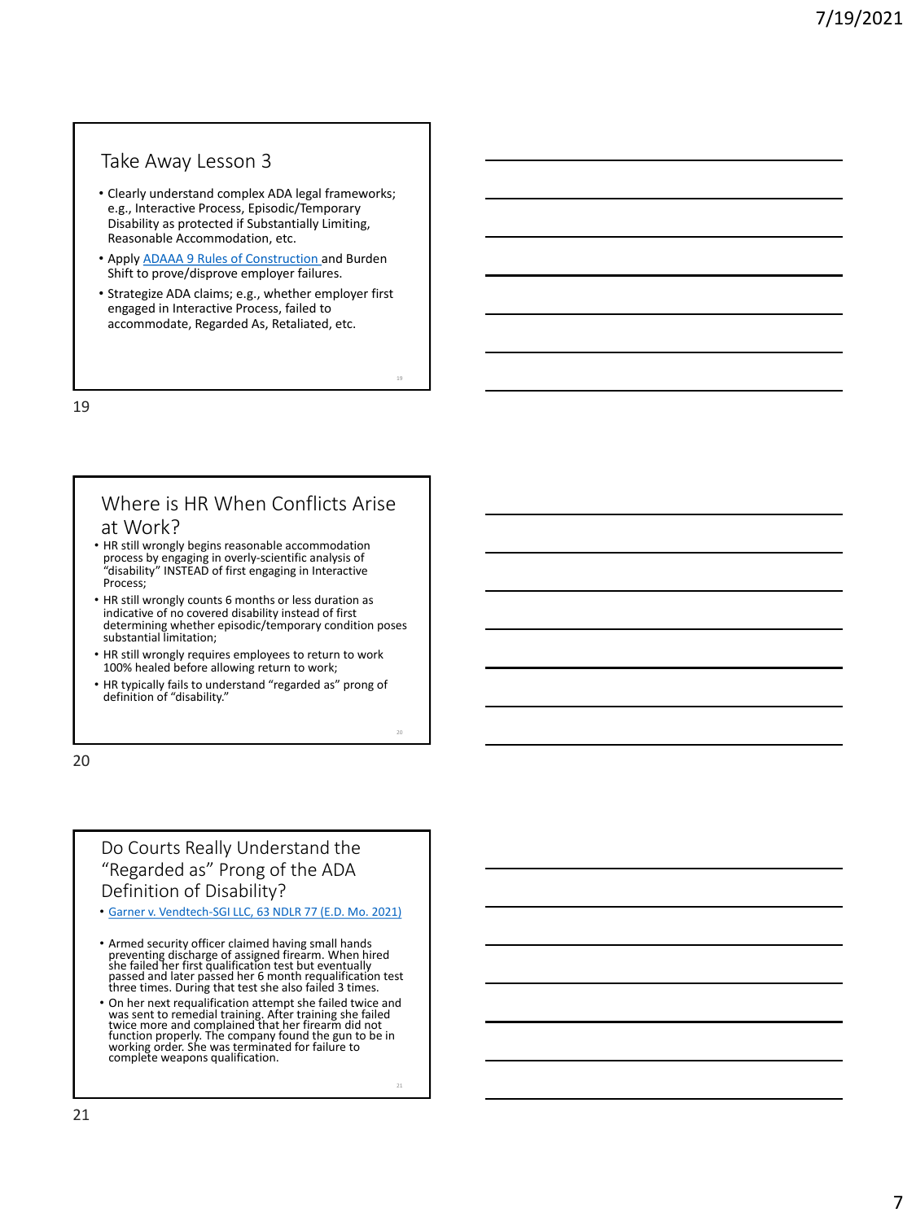## Take Away Lesson 3

- Clearly understand complex ADA legal frameworks; e.g., Interactive Process, Episodic/Temporary Disability as protected if Substantially Limiting, Reasonable Accommodation, etc.
- Apply ADAAA 9 Rules of Construction and Burden Shift to prove/disprove employer failures.
- Strategize ADA claims; e.g., whether employer first engaged in Interactive Process, failed to accommodate, Regarded As, Retaliated, etc.

## Where is HR When Conflicts Arise at Work?

- HR still wrongly begins reasonable accommodation process by engaging in overly-scientific analysis of "disability" INSTEAD of first engaging in Interactive Process;
- HR still wrongly counts 6 months or less duration as indicative of no covered disability instead of first determining whether episodic/temporary condition poses substantial limitation;
- HR still wrongly requires employees to return to work 100% healed before allowing return to work;
- HR typically fails to understand "regarded as" prong of definition of "disability."

## Do Courts Really Understand the "Regarded as" Prong of the ADA Definition of Disability?

- Garner v. Vendtech-SGI LLC, 63 NDLR 77 (E.D. Mo. 2021)

- Armed security officer claimed having small hands preventing discharge of assigned firearm. When hired she failed her first qualification test but eventually passed and later passed her 6 month requalification test three times. During that test she also failed 3 times.
- On her next requalification attempt she failed twice and was sent to remedial training. After training she failed twice more and complained that her firearm did not function properly. The company found the gun to be in working order. She was terminated for failure to complete weapons qualification.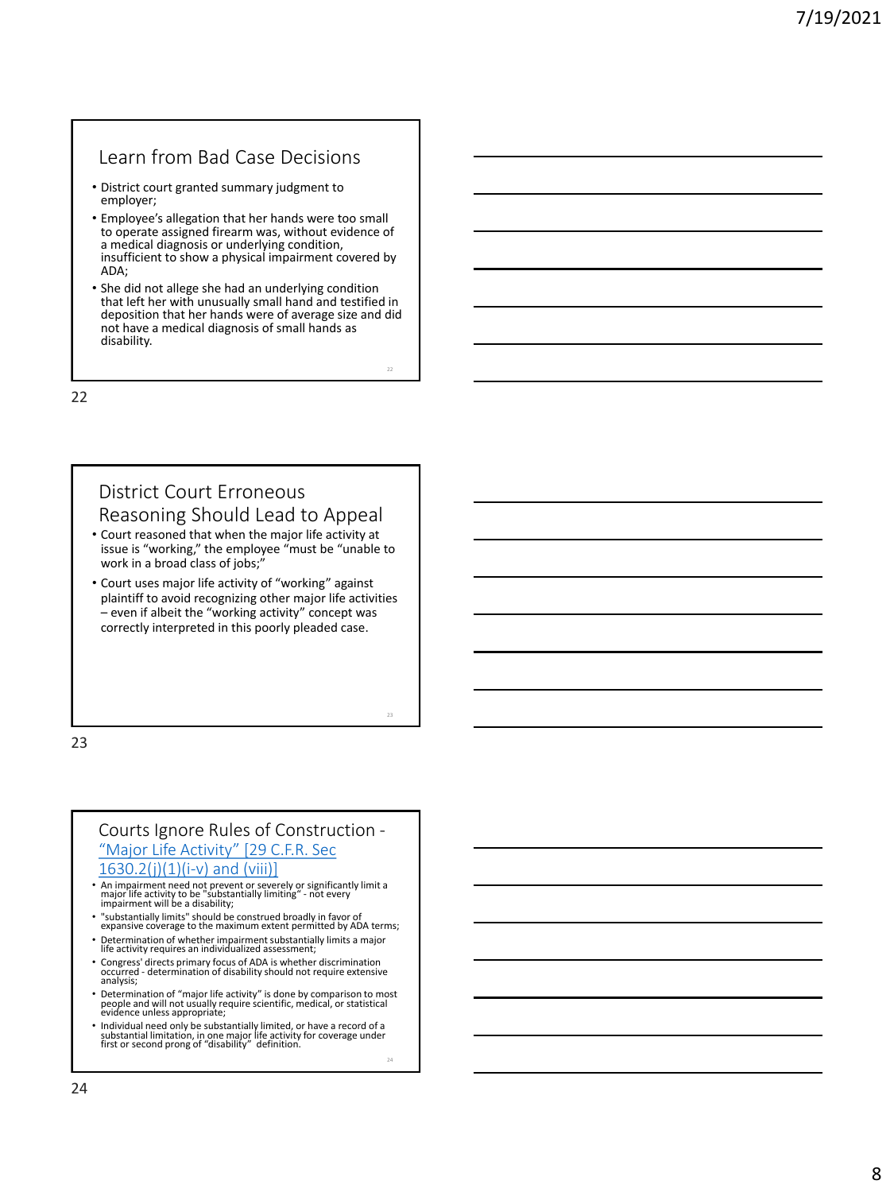## Learn from Bad Case Decisions

- District court granted summary judgment to employer;
- Employee's allegation that her hands were too small to operate assigned firearm was, without evidence of a medical diagnosis or underlying condition, insufficient to show a physical impairment covered by ADA;
- She did not allege she had an underlying condition that left her with unusually small hand and testified in deposition that her hands were of average size and did not have a medical diagnosis of small hands as disability.

## District Court Erroneous Reasoning Should Lead to Appeal

- Court reasoned that when the major life activity at issue is "working," the employee "must be "unable to work in a broad class of jobs;"
- Court uses major life activity of "working" against plaintiff to avoid recognizing other major life activities – even if albeit the "working activity" concept was correctly interpreted in this poorly pleaded case.

## Courts Ignore Rules of Construction - "Major Life Activity" [29 C.F.R. Sec 1630.2(j)(1)(i-v) and (viii)]

- An impairment need not prevent or severely or significantly limit a major life activity to be "substantially limiting" - not every impairment will be a disability;
- "substantially limits" should be construed broadly in favor of expansive coverage to the maximum extent permitted by ADA terms;
- Determination of whether impairment substantially limits a major life activity requires an individualized assessment;
- Congress' directs primary focus of ADA is whether discrimination occurred - determination of disability should not require extensive analysis;
- Determination of "major life activity" is done by comparison to most people and will not usually require scientific, medical, or statistical evidence unless appropriate;
- Individual need only be substantially limited, or have a record of a substantial limitation, in one major life activity for coverage under first or second prong of "disability" definition.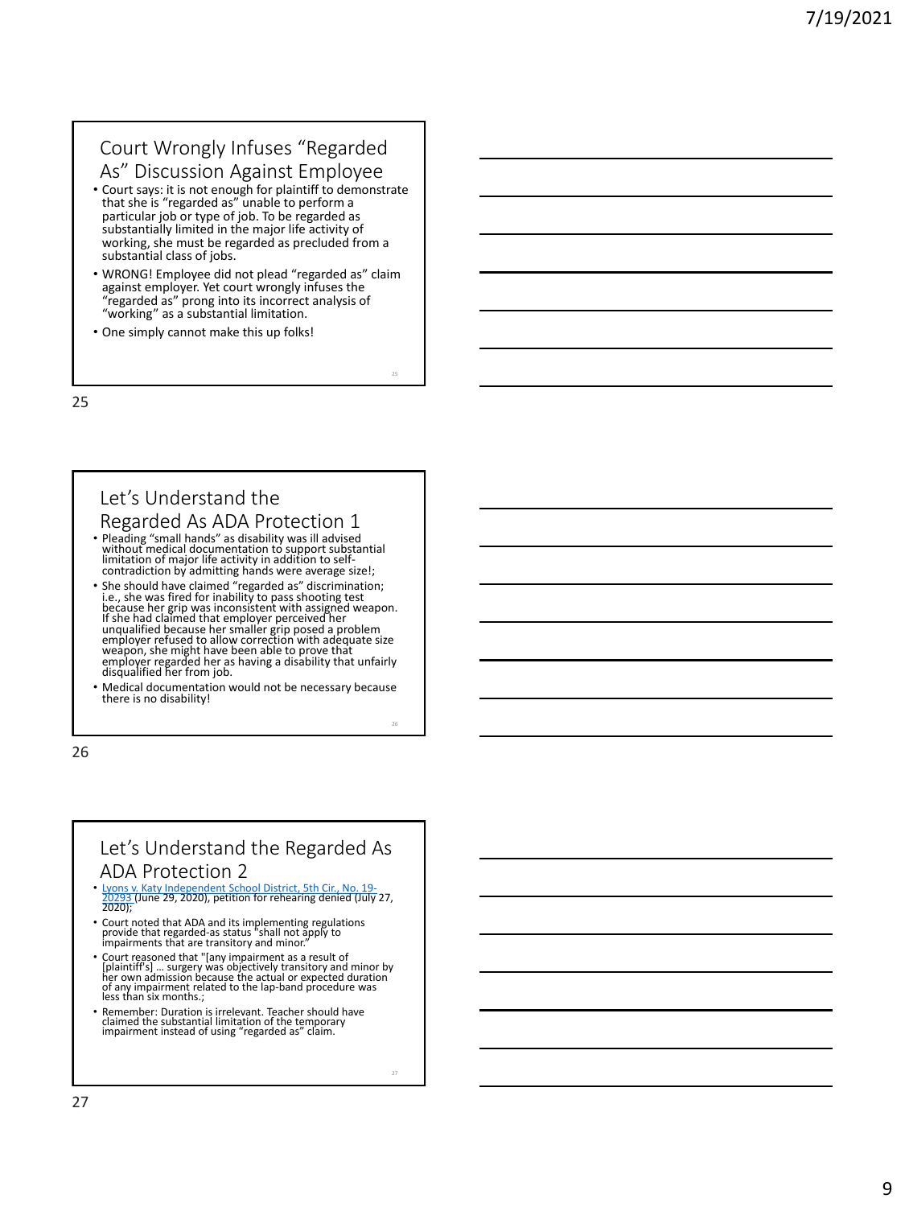## Court Wrongly Infuses "Regarded As" Discussion Against Employee

- Court says: it is not enough for plaintiff to demonstrate that she is "regarded as" unable to perform a particular job or type of job. To be regarded as substantially limited in the major life activity of working, she must be regarded as precluded from a substantial class of jobs.
- WRONG! Employee did not plead "regarded as" claim against employer. Yet court wrongly infuses the "regarded as" prong into its incorrect analysis of "working" as a substantial limitation.
- One simply cannot make this up folks!

## Let's Understand the Regarded As ADA Protection 1

- Pleading "small hands" as disability was ill advised without medical documentation to support substantial limitation of major life activity in addition to self-contradiction by admitting hands were average size!;
- She should have claimed "regarded as" discrimination; i.e., she was fired for inability to pass shooting test because her grip was inconsistent with assigned weapon. If she had claimed that employer perceived her unqualified because her smaller grip posed a problem employer refused to allow correction with adequate size weapon, she might have been able to prove that employer regarded her as having a disability that unfairly disqualified her from job.
- Medical documentation would not be necessary because there is no disability!

## Let's Understand the Regarded As ADA Protection 2

- Lyons v. Katy Independent School District, 5th Cir., No. 19-20293 (June 29, 2020), petition for rehearing denied (July 27, 2020);
- Court noted that ADA and its implementing regulations provide that regarded-as status "shall not apply to impairments that are transitory and minor."
- Court reasoned that "[any impairment as a result of [plaintiff's] … surgery was objectively transitory and minor by her own admission because the actual or expected duration of any impairment related to the lap-band procedure was less than six months.;
- Remember: Duration is irrelevant. Teacher should have claimed the substantial limitation of the temporary impairment instead of using "regarded as" claim.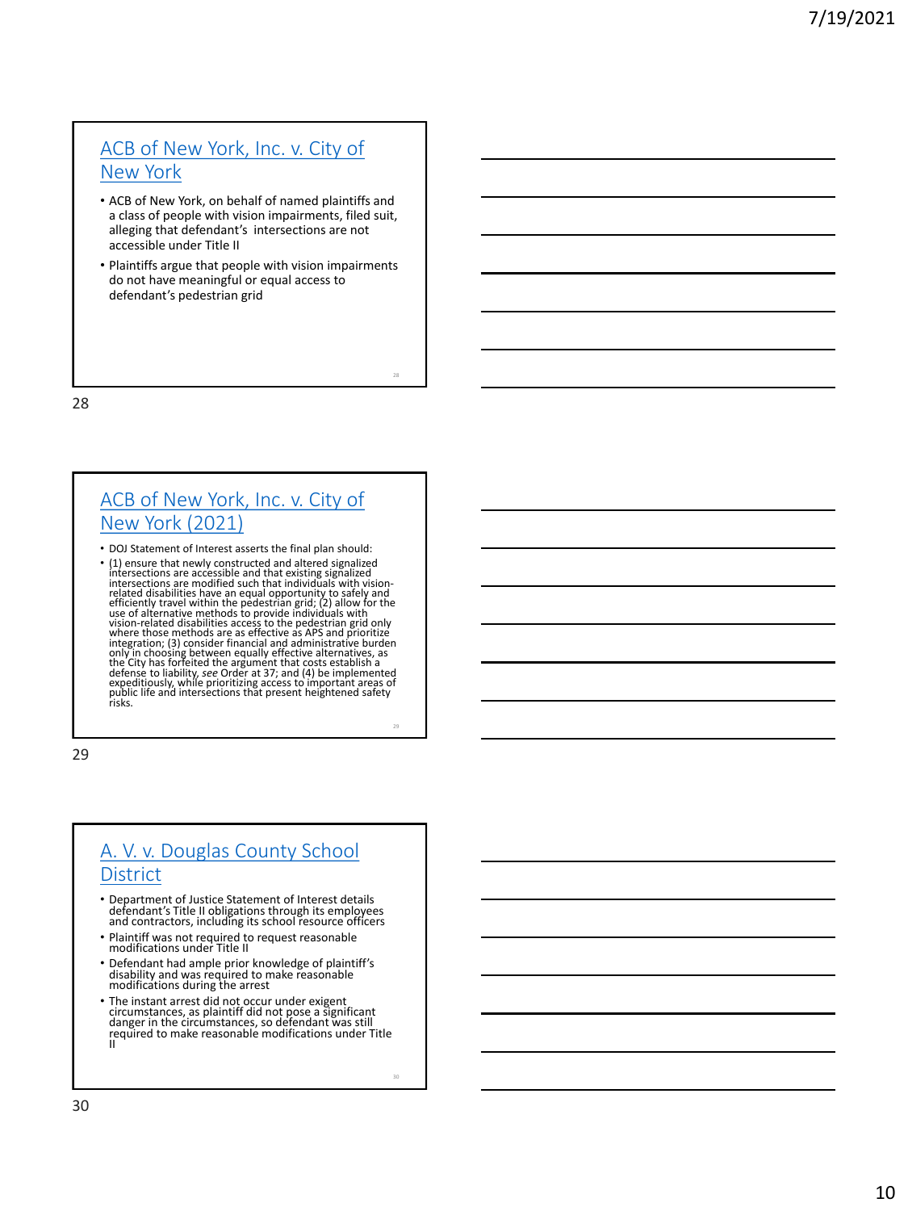## ACB of New York, Inc. v. City of New York

- ACB of New York, on behalf of named plaintiffs and a class of people with vision impairments, filed suit, alleging that defendant's intersections are not accessible under Title II
- Plaintiffs argue that people with vision impairments do not have meaningful or equal access to defendant's pedestrian grid

## ACB of New York, Inc. v. City of New York (2021)

- DOJ Statement of Interest asserts the final plan should:
- (1) ensure that newly constructed and altered signalized intersections are accessible and that existing signalized intersections are modified such that individuals with vision-related disabilities have an equal opportunity to safely and efficiently travel within the pedestrian grid; (2) allow for the use of alternative methods to provide individuals with vision-related disabilities access to the pedestrian grid only where those methods are as effective as APS and prioritize integration; (3) consider financial and administrative burden only in choosing between equally effective alternatives, as the City has forfeited the argument that costs establish a defense to liability, *see* Order at 37; and (4) be implemented expeditiously, while prioritizing access to important areas of public life and intersections that present heightened safety risks.

## A. V. v. Douglas County School District

- Department of Justice Statement of Interest details defendant's Title II obligations through its employees and contractors, including its school resource officers
- Plaintiff was not required to request reasonable modifications under Title II
- Defendant had ample prior knowledge of plaintiff's disability and was required to make reasonable modifications during the arrest
- The instant arrest did not occur under exigent circumstances, as plaintiff did not pose a significant danger in the circumstances, so defendant was still required to make reasonable modifications under Title II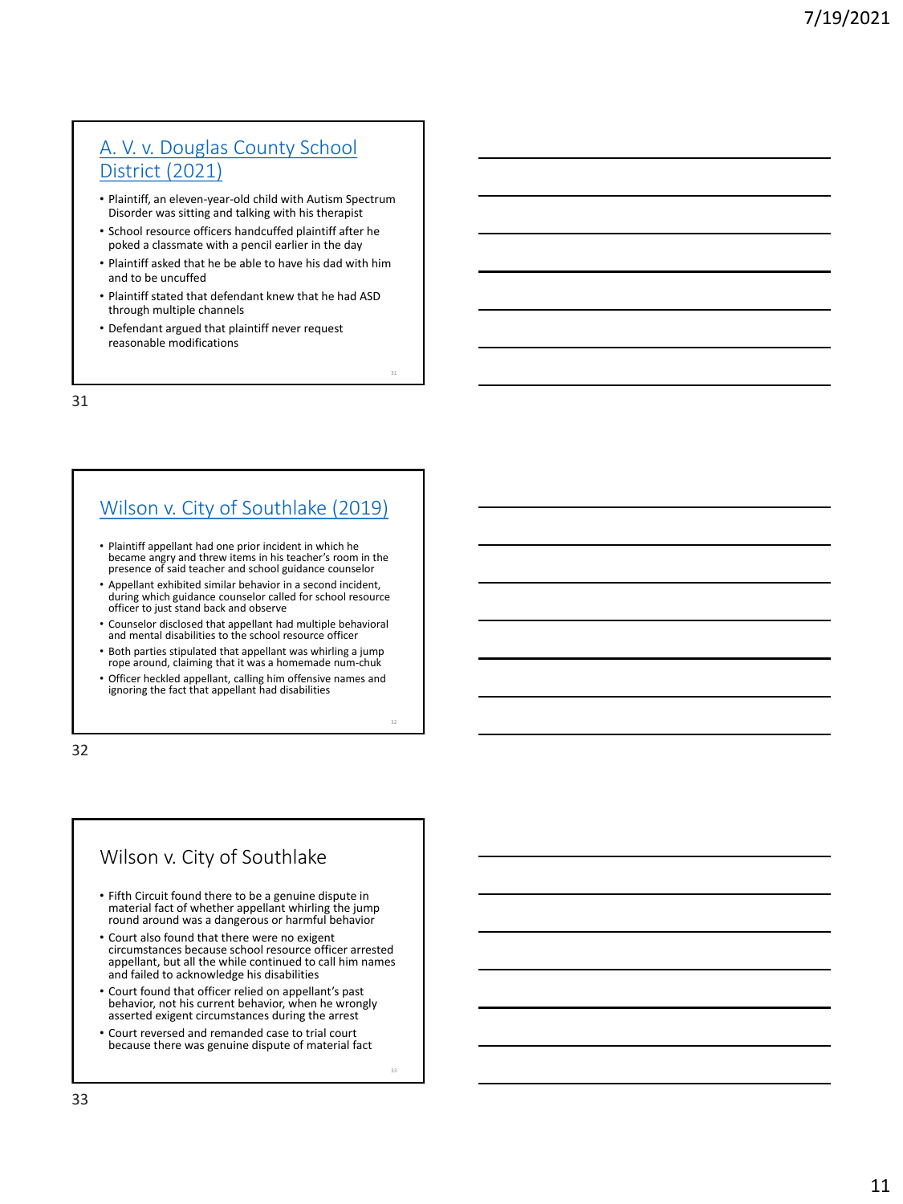## A. V. v. Douglas County School District (2021)

- Plaintiff, an eleven-year-old child with Autism Spectrum Disorder was sitting and talking with his therapist
- School resource officers handcuffed plaintiff after he poked a classmate with a pencil earlier in the day
- Plaintiff asked that he be able to have his dad with him and to be uncuffed
- Plaintiff stated that defendant knew that he had ASD through multiple channels
- Defendant argued that plaintiff never request reasonable modifications

## Wilson v. City of Southlake (2019)

- Plaintiff appellant had one prior incident in which he became angry and threw items in his teacher's room in the presence of said teacher and school guidance counselor
- Appellant exhibited similar behavior in a second incident, during which guidance counselor called for school resource officer to just stand back and observe
- Counselor disclosed that appellant had multiple behavioral and mental disabilities to the school resource officer
- Both parties stipulated that appellant was whirling a jump rope around, claiming that it was a homemade num-chuk
- Officer heckled appellant, calling him offensive names and ignoring the fact that appellant had disabilities

## Wilson v. City of Southlake

- Fifth Circuit found there to be a genuine dispute in material fact of whether appellant whirling the jump round around was a dangerous or harmful behavior
- Court also found that there were no exigent circumstances because school resource officer arrested appellant, but all the while continued to call him names and failed to acknowledge his disabilities
- Court found that officer relied on appellant's past behavior, not his current behavior, when he wrongly asserted exigent circumstances during the arrest
- Court reversed and remanded case to trial court because there was genuine dispute of material fact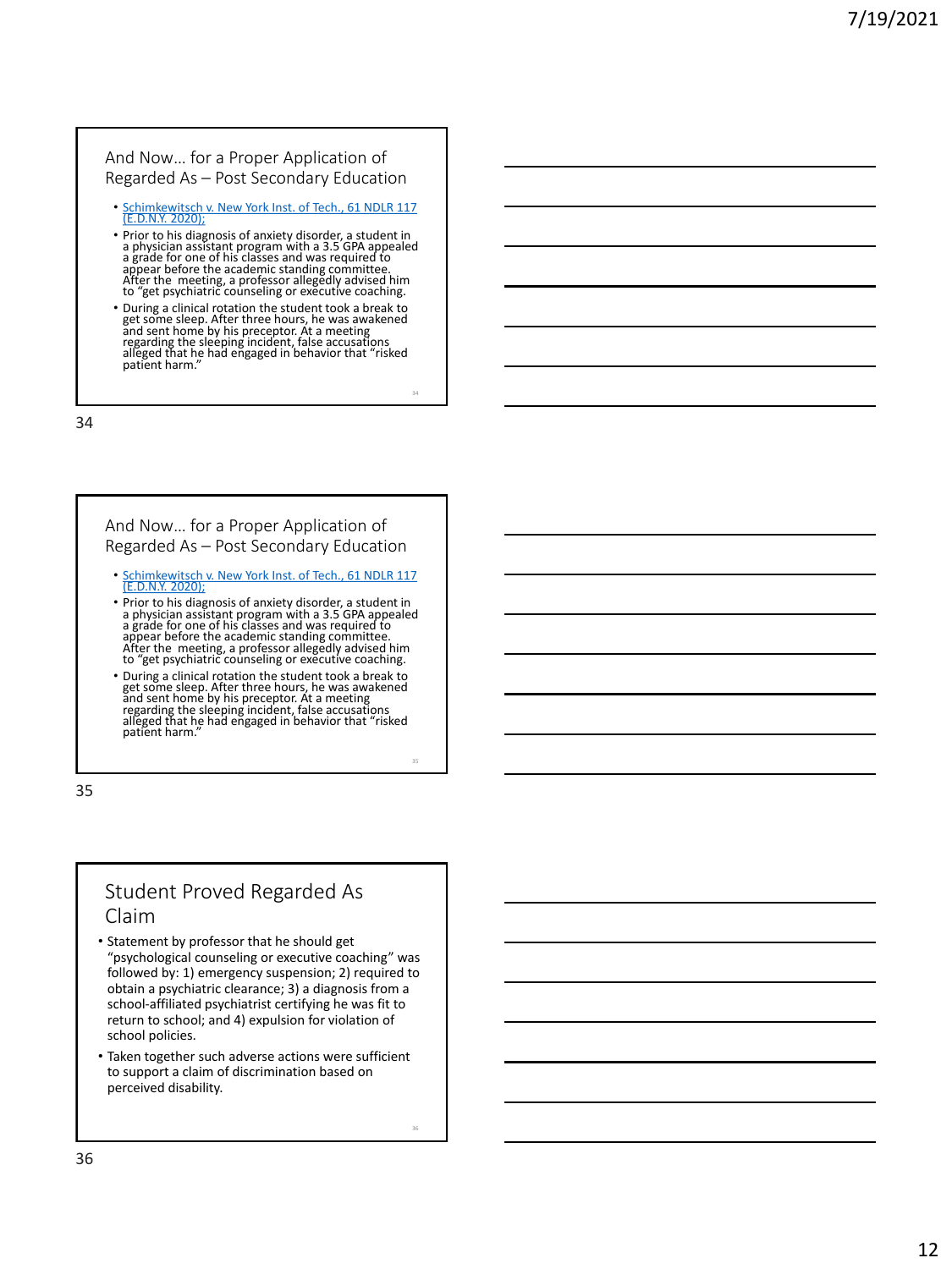## And Now… for a Proper Application of Regarded As – Post Secondary Education

- Schimkewitsch v. New York Inst. of Tech., 61 NDLR 117 (E.D.N.Y. 2020);
- Prior to his diagnosis of anxiety disorder, a student in a physician assistant program with a 3.5 GPA appealed a grade for one of his classes and was required to appear before the academic standing committee. After the meeting, a professor allegedly advised him to "get psychiatric counseling or executive coaching.
- During a clinical rotation the student took a break to get some sleep. After three hours, he was awakened and sent home by his preceptor. At a meeting regarding the sleeping incident, false accusations alleged that he had engaged in behavior that "risked patient harm."

## And Now… for a Proper Application of Regarded As – Post Secondary Education

- Schimkewitsch v. New York Inst. of Tech., 61 NDLR 117 (E.D.N.Y. 2020);
- Prior to his diagnosis of anxiety disorder, a student in a physician assistant program with a 3.5 GPA appealed a grade for one of his classes and was required to appear before the academic standing committee. After the meeting, a professor allegedly advised him to "get psychiatric counseling or executive coaching.
- During a clinical rotation the student took a break to get some sleep. After three hours, he was awakened and sent home by his preceptor. At a meeting regarding the sleeping incident, false accusations alleged that he had engaged in behavior that "risked patient harm."

## Student Proved Regarded As Claim

- Statement by professor that he should get "psychological counseling or executive coaching" was followed by: 1) emergency suspension; 2) required to obtain a psychiatric clearance; 3) a diagnosis from a school-affiliated psychiatrist certifying he was fit to return to school; and 4) expulsion for violation of school policies.
- Taken together such adverse actions were sufficient to support a claim of discrimination based on perceived disability.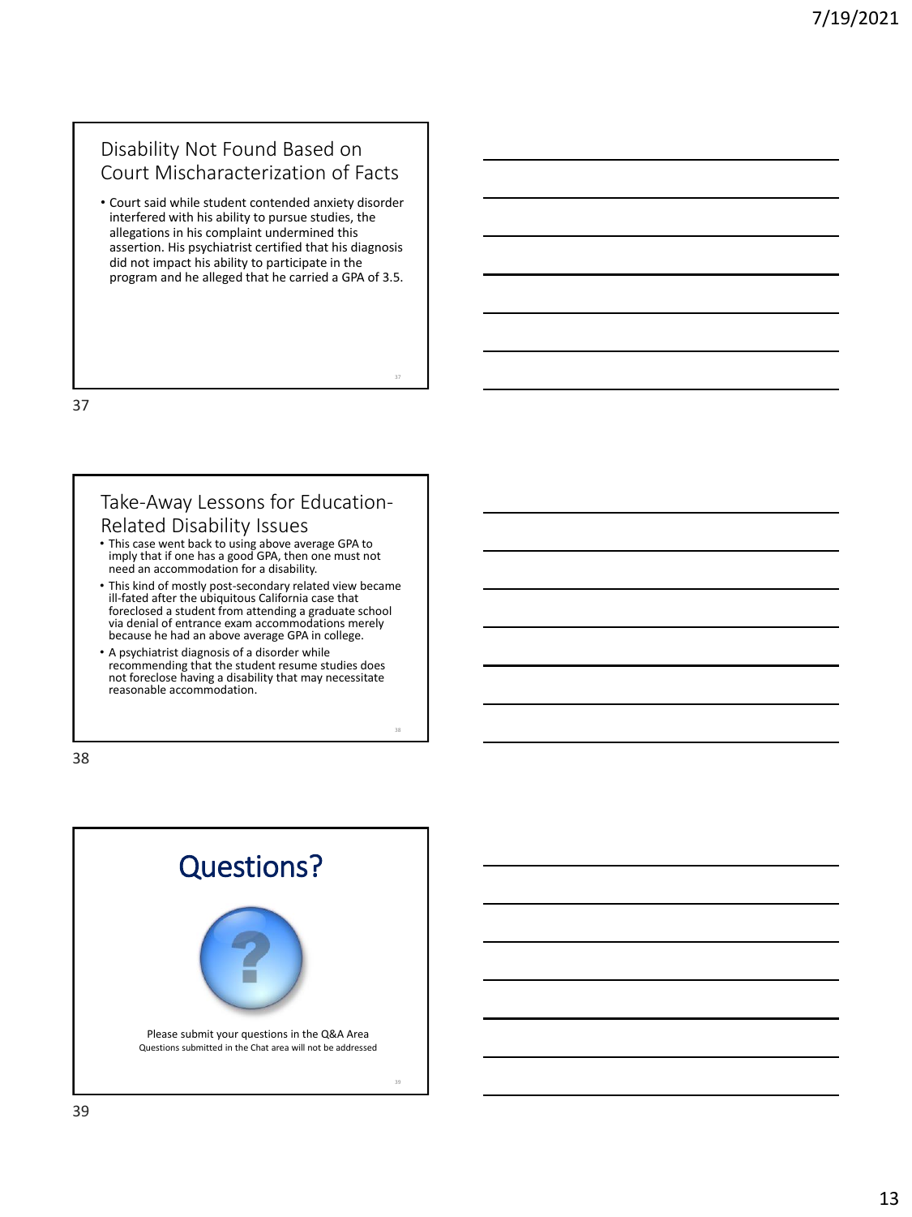## Disability Not Found Based on Court Mischaracterization of Facts

- Court said while student contended anxiety disorder interfered with his ability to pursue studies, the allegations in his complaint undermined this assertion. His psychiatrist certified that his diagnosis did not impact his ability to participate in the program and he alleged that he carried a GPA of 3.5.

## Take-Away Lessons for Education-Related Disability Issues

- This case went back to using above average GPA to imply that if one has a good GPA, then one must not need an accommodation for a disability.
- This kind of mostly post-secondary related view became ill-fated after the ubiquitous California case that foreclosed a student from attending a graduate school via denial of entrance exam accommodations merely because he had an above average GPA in college.
- A psychiatrist diagnosis of a disorder while recommending that the student resume studies does not foreclose having a disability that may necessitate reasonable accommodation.

## Questions?

Please submit your questions in the Q&A Area

Questions submitted in the Chat area will not be addressed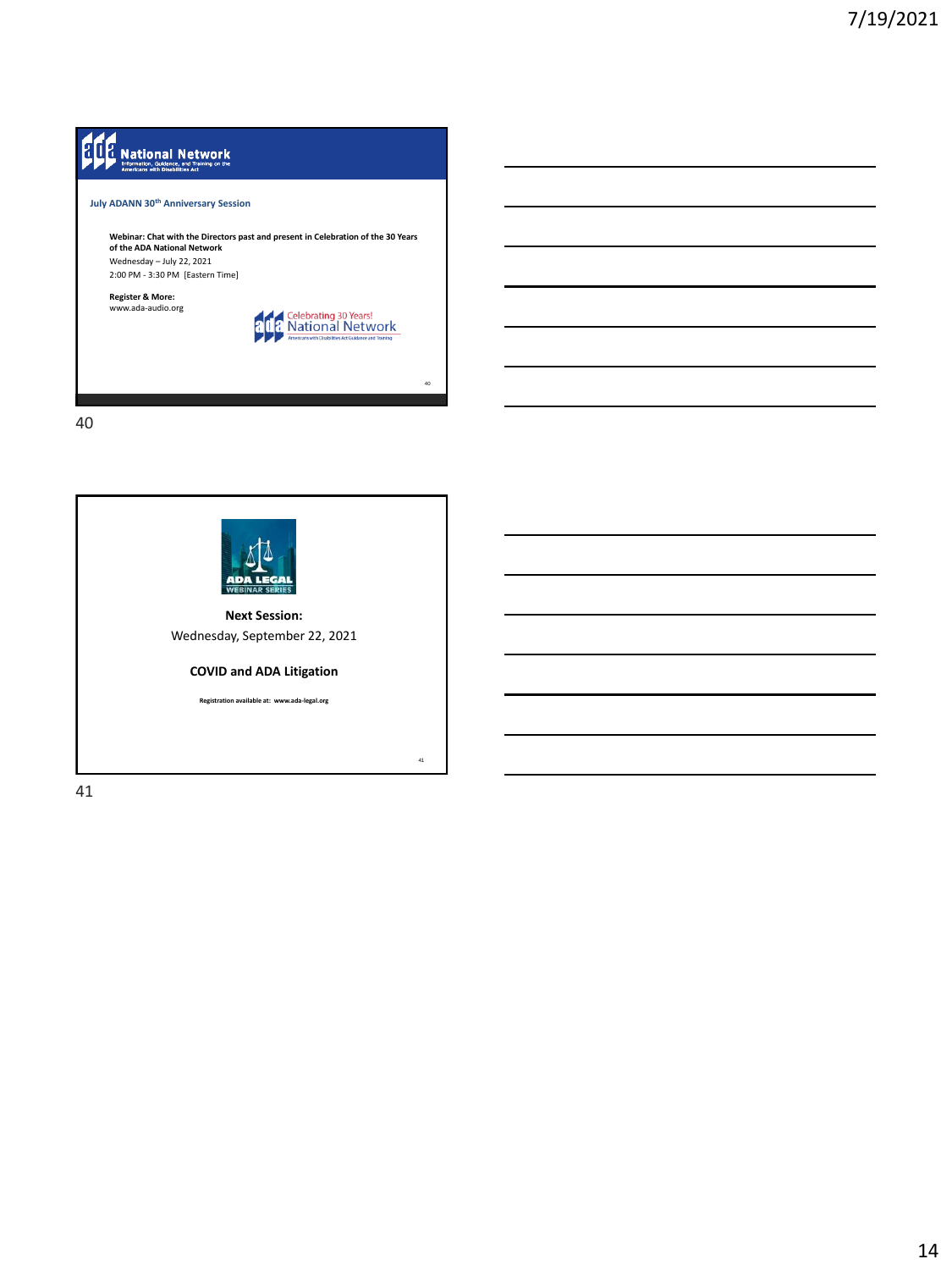## National Network

Information, Guidance, and Training on the Americans with Disabilities Act

### July ADANN 30th Anniversary Session

**Webinar: Chat with the Directors past and present in Celebration of the 30 Years of the ADA National Network**

Wednesday – July 22, 2021

2:00 PM - 3:30 PM [Eastern Time]

**Register & More:**

www.ada-audio.org

Celebrating 30 Years! National Network

Americans with Disabilities Act Guidance and Training

---

ADA LEGAL WEBINAR SERIES

**Next Session:**

Wednesday, September 22, 2021

**COVID and ADA Litigation**

**Registration available at: www.ada-legal.org**